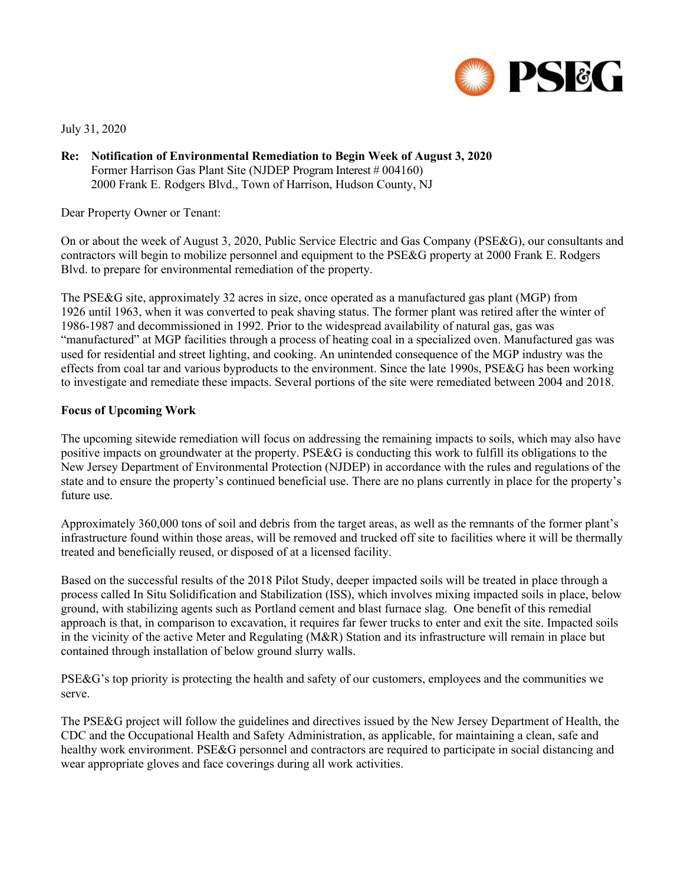July 31, 2020

**Re: Notification of Environmental Remediation to Begin Week of August 3, 2020**
Former Harrison Gas Plant Site (NJDEP Program Interest # 004160)
2000 Frank E. Rodgers Blvd., Town of Harrison, Hudson County, NJ

Dear Property Owner or Tenant:

On or about the week of August 3, 2020, Public Service Electric and Gas Company (PSE&G), our consultants and contractors will begin to mobilize personnel and equipment to the PSE&G property at 2000 Frank E. Rodgers Blvd. to prepare for environmental remediation of the property.

The PSE&G site, approximately 32 acres in size, once operated as a manufactured gas plant (MGP) from 1926 until 1963, when it was converted to peak shaving status. The former plant was retired after the winter of 1986-1987 and decommissioned in 1992. Prior to the widespread availability of natural gas, gas was "manufactured" at MGP facilities through a process of heating coal in a specialized oven. Manufactured gas was used for residential and street lighting, and cooking. An unintended consequence of the MGP industry was the effects from coal tar and various byproducts to the environment. Since the late 1990s, PSE&G has been working to investigate and remediate these impacts. Several portions of the site were remediated between 2004 and 2018.

**Focus of Upcoming Work**

The upcoming sitewide remediation will focus on addressing the remaining impacts to soils, which may also have positive impacts on groundwater at the property. PSE&G is conducting this work to fulfill its obligations to the New Jersey Department of Environmental Protection (NJDEP) in accordance with the rules and regulations of the state and to ensure the property's continued beneficial use. There are no plans currently in place for the property's future use.

Approximately 360,000 tons of soil and debris from the target areas, as well as the remnants of the former plant's infrastructure found within those areas, will be removed and trucked off site to facilities where it will be thermally treated and beneficially reused, or disposed of at a licensed facility.

Based on the successful results of the 2018 Pilot Study, deeper impacted soils will be treated in place through a process called In Situ Solidification and Stabilization (ISS), which involves mixing impacted soils in place, below ground, with stabilizing agents such as Portland cement and blast furnace slag. One benefit of this remedial approach is that, in comparison to excavation, it requires far fewer trucks to enter and exit the site. Impacted soils in the vicinity of the active Meter and Regulating (M&R) Station and its infrastructure will remain in place but contained through installation of below ground slurry walls.

PSE&G's top priority is protecting the health and safety of our customers, employees and the communities we serve.

The PSE&G project will follow the guidelines and directives issued by the New Jersey Department of Health, the CDC and the Occupational Health and Safety Administration, as applicable, for maintaining a clean, safe and healthy work environment. PSE&G personnel and contractors are required to participate in social distancing and wear appropriate gloves and face coverings during all work activities.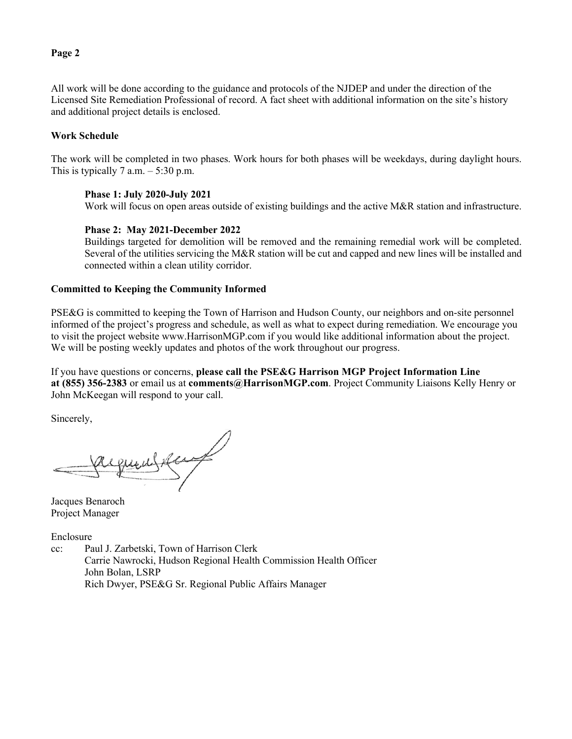All work will be done according to the guidance and protocols of the NJDEP and under the direction of the Licensed Site Remediation Professional of record. A fact sheet with additional information on the site's history and additional project details is enclosed.

**Work Schedule**

The work will be completed in two phases. Work hours for both phases will be weekdays, during daylight hours. This is typically 7 a.m. – 5:30 p.m.

> **Phase 1: July 2020-July 2021**
> Work will focus on open areas outside of existing buildings and the active M&R station and infrastructure.
>
> **Phase 2: May 2021-December 2022**
> Buildings targeted for demolition will be removed and the remaining remedial work will be completed. Several of the utilities servicing the M&R station will be cut and capped and new lines will be installed and connected within a clean utility corridor.

**Committed to Keeping the Community Informed**

PSE&G is committed to keeping the Town of Harrison and Hudson County, our neighbors and on-site personnel informed of the project's progress and schedule, as well as what to expect during remediation. We encourage you to visit the project website www.HarrisonMGP.com if you would like additional information about the project. We will be posting weekly updates and photos of the work throughout our progress.

If you have questions or concerns, **please call the PSE&G Harrison MGP Project Information Line at (855) 356-2383** or email us at **comments@HarrisonMGP.com**. Project Community Liaisons Kelly Henry or John McKeegan will respond to your call.

Sincerely,

Jacques Benaroch
Project Manager

Enclosure

cc: Paul J. Zarbetski, Town of Harrison Clerk
Carrie Nawrocki, Hudson Regional Health Commission Health Officer
John Bolan, LSRP
Rich Dwyer, PSE&G Sr. Regional Public Affairs Manager